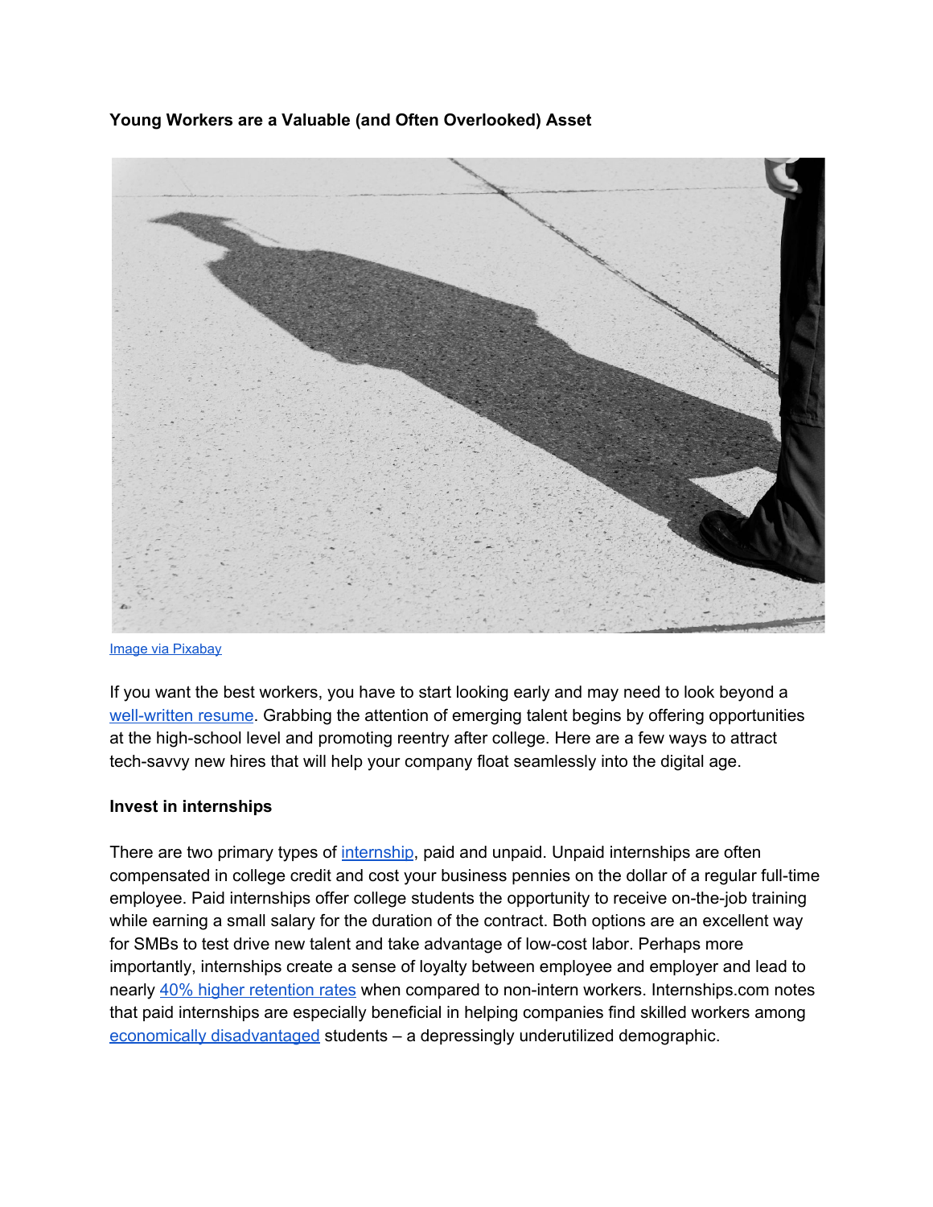**Young Workers are a Valuable (and Often Overlooked) Asset**

Image via Pixabay

If you want the best workers, you have to start looking early and may need to look beyond a well-written resume. Grabbing the attention of emerging talent begins by offering opportunities at the high-school level and promoting reentry after college. Here are a few ways to attract tech-savvy new hires that will help your company float seamlessly into the digital age.

**Invest in internships**

There are two primary types of internship, paid and unpaid. Unpaid internships are often compensated in college credit and cost your business pennies on the dollar of a regular full-time employee. Paid internships offer college students the opportunity to receive on-the-job training while earning a small salary for the duration of the contract. Both options are an excellent way for SMBs to test drive new talent and take advantage of low-cost labor. Perhaps more importantly, internships create a sense of loyalty between employee and employer and lead to nearly 40% higher retention rates when compared to non-intern workers. Internships.com notes that paid internships are especially beneficial in helping companies find skilled workers among economically disadvantaged students – a depressingly underutilized demographic.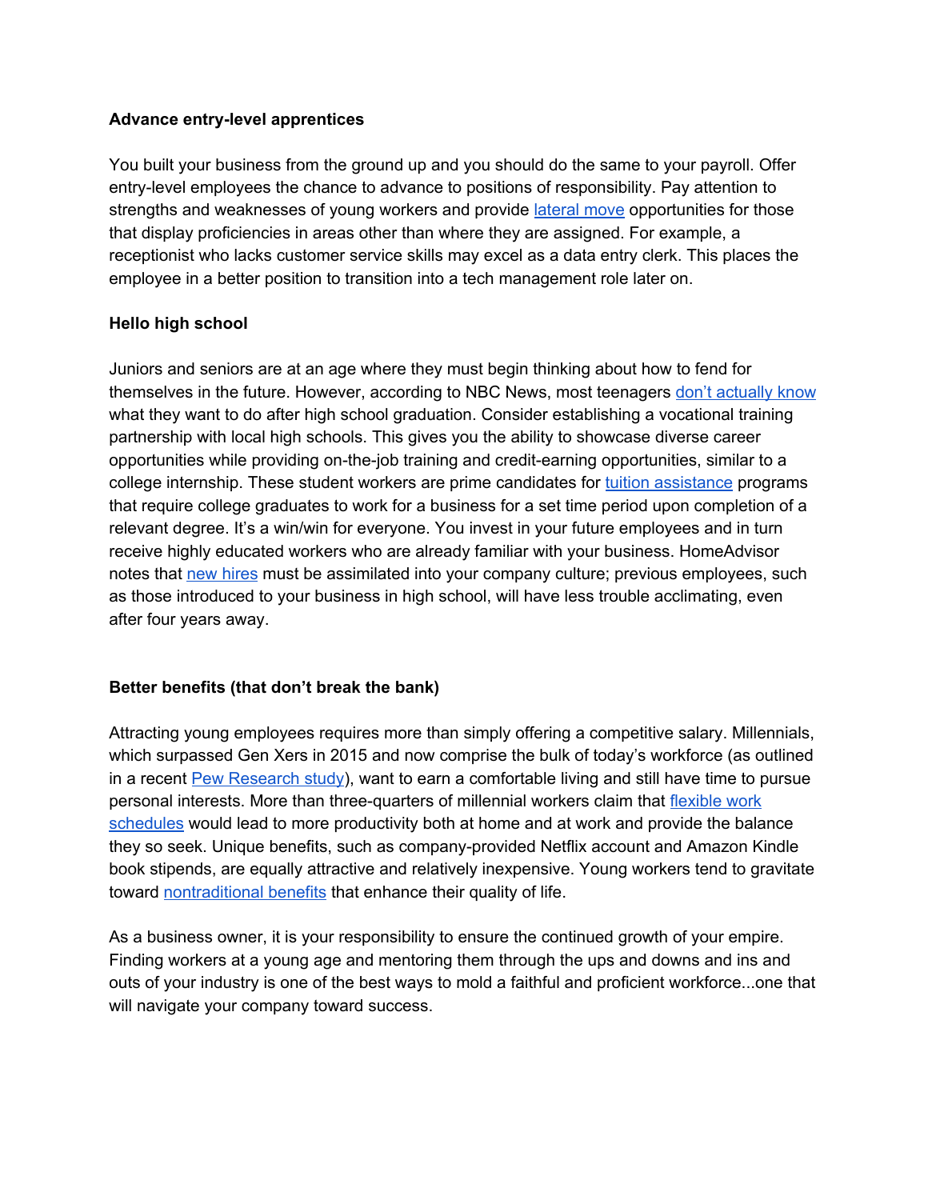**Advance entry-level apprentices**

You built your business from the ground up and you should do the same to your payroll. Offer entry-level employees the chance to advance to positions of responsibility. Pay attention to strengths and weaknesses of young workers and provide lateral move opportunities for those that display proficiencies in areas other than where they are assigned. For example, a receptionist who lacks customer service skills may excel as a data entry clerk. This places the employee in a better position to transition into a tech management role later on.

**Hello high school**

Juniors and seniors are at an age where they must begin thinking about how to fend for themselves in the future. However, according to NBC News, most teenagers don't actually know what they want to do after high school graduation. Consider establishing a vocational training partnership with local high schools. This gives you the ability to showcase diverse career opportunities while providing on-the-job training and credit-earning opportunities, similar to a college internship. These student workers are prime candidates for tuition assistance programs that require college graduates to work for a business for a set time period upon completion of a relevant degree. It's a win/win for everyone. You invest in your future employees and in turn receive highly educated workers who are already familiar with your business. HomeAdvisor notes that new hires must be assimilated into your company culture; previous employees, such as those introduced to your business in high school, will have less trouble acclimating, even after four years away.

**Better benefits (that don't break the bank)**

Attracting young employees requires more than simply offering a competitive salary. Millennials, which surpassed Gen Xers in 2015 and now comprise the bulk of today's workforce (as outlined in a recent Pew Research study), want to earn a comfortable living and still have time to pursue personal interests. More than three-quarters of millennial workers claim that flexible work schedules would lead to more productivity both at home and at work and provide the balance they so seek. Unique benefits, such as company-provided Netflix account and Amazon Kindle book stipends, are equally attractive and relatively inexpensive. Young workers tend to gravitate toward nontraditional benefits that enhance their quality of life.

As a business owner, it is your responsibility to ensure the continued growth of your empire. Finding workers at a young age and mentoring them through the ups and downs and ins and outs of your industry is one of the best ways to mold a faithful and proficient workforce...one that will navigate your company toward success.